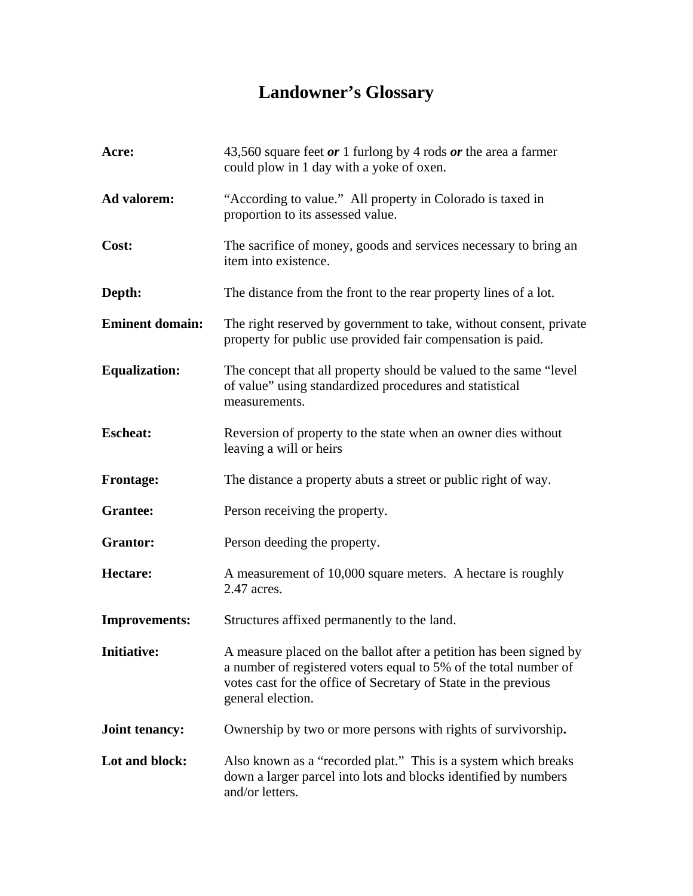# Landowner's Glossary

**Acre:** 43,560 square feet ***or*** 1 furlong by 4 rods ***or*** the area a farmer could plow in 1 day with a yoke of oxen.

**Ad valorem:** "According to value." All property in Colorado is taxed in proportion to its assessed value.

**Cost:** The sacrifice of money, goods and services necessary to bring an item into existence.

**Depth:** The distance from the front to the rear property lines of a lot.

**Eminent domain:** The right reserved by government to take, without consent, private property for public use provided fair compensation is paid.

**Equalization:** The concept that all property should be valued to the same "level of value" using standardized procedures and statistical measurements.

**Escheat:** Reversion of property to the state when an owner dies without leaving a will or heirs

**Frontage:** The distance a property abuts a street or public right of way.

**Grantee:** Person receiving the property.

**Grantor:** Person deeding the property.

**Hectare:** A measurement of 10,000 square meters. A hectare is roughly 2.47 acres.

**Improvements:** Structures affixed permanently to the land.

**Initiative:** A measure placed on the ballot after a petition has been signed by a number of registered voters equal to 5% of the total number of votes cast for the office of Secretary of State in the previous general election.

**Joint tenancy:** Ownership by two or more persons with rights of survivorship**.**

**Lot and block:** Also known as a "recorded plat." This is a system which breaks down a larger parcel into lots and blocks identified by numbers and/or letters.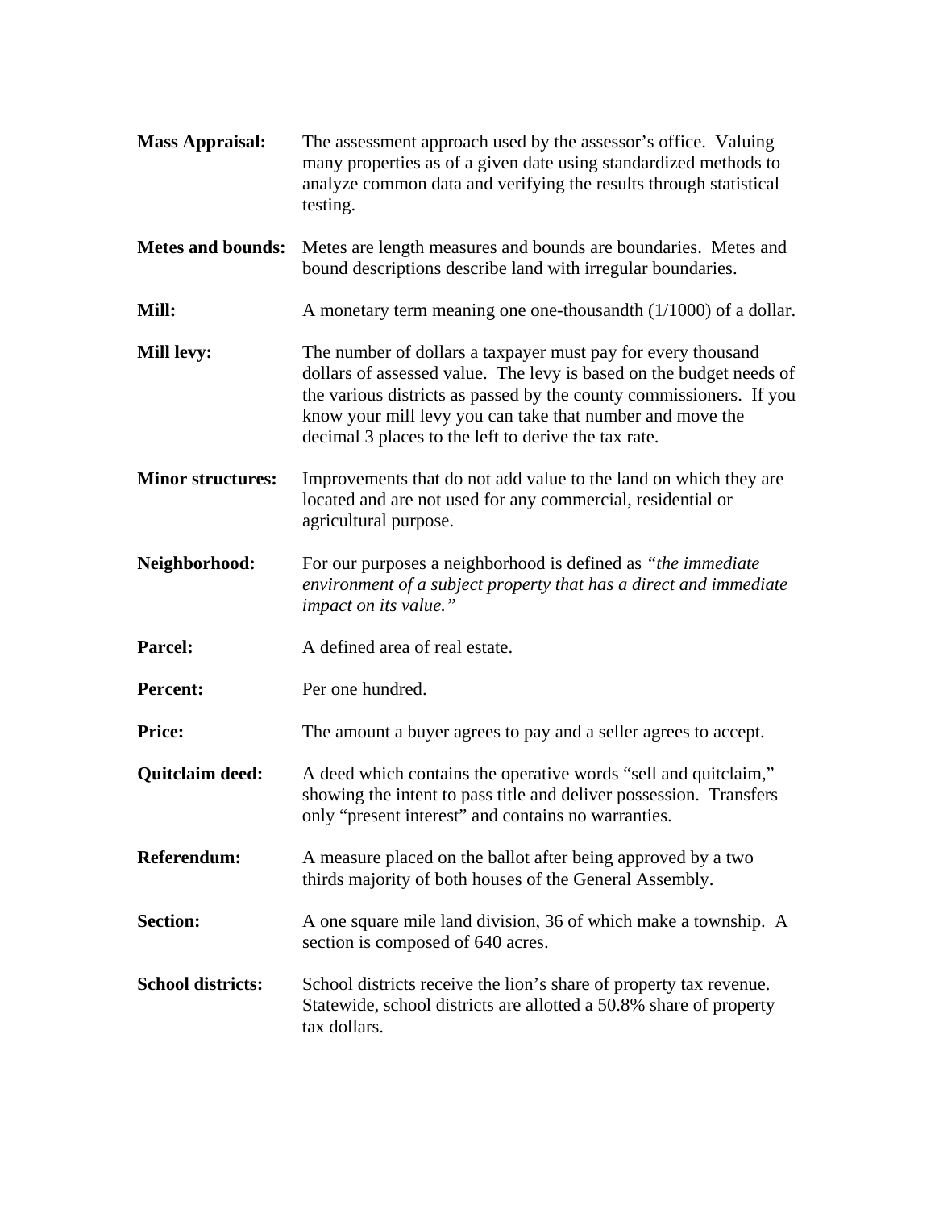**Mass Appraisal:** The assessment approach used by the assessor's office. Valuing many properties as of a given date using standardized methods to analyze common data and verifying the results through statistical testing.

**Metes and bounds:** Metes are length measures and bounds are boundaries. Metes and bound descriptions describe land with irregular boundaries.

**Mill:** A monetary term meaning one one-thousandth (1/1000) of a dollar.

**Mill levy:** The number of dollars a taxpayer must pay for every thousand dollars of assessed value. The levy is based on the budget needs of the various districts as passed by the county commissioners. If you know your mill levy you can take that number and move the decimal 3 places to the left to derive the tax rate.

**Minor structures:** Improvements that do not add value to the land on which they are located and are not used for any commercial, residential or agricultural purpose.

**Neighborhood:** For our purposes a neighborhood is defined as *"the immediate environment of a subject property that has a direct and immediate impact on its value."*

**Parcel:** A defined area of real estate.

**Percent:** Per one hundred.

**Price:** The amount a buyer agrees to pay and a seller agrees to accept.

**Quitclaim deed:** A deed which contains the operative words "sell and quitclaim," showing the intent to pass title and deliver possession. Transfers only "present interest" and contains no warranties.

**Referendum:** A measure placed on the ballot after being approved by a two thirds majority of both houses of the General Assembly.

**Section:** A one square mile land division, 36 of which make a township. A section is composed of 640 acres.

**School districts:** School districts receive the lion's share of property tax revenue. Statewide, school districts are allotted a 50.8% share of property tax dollars.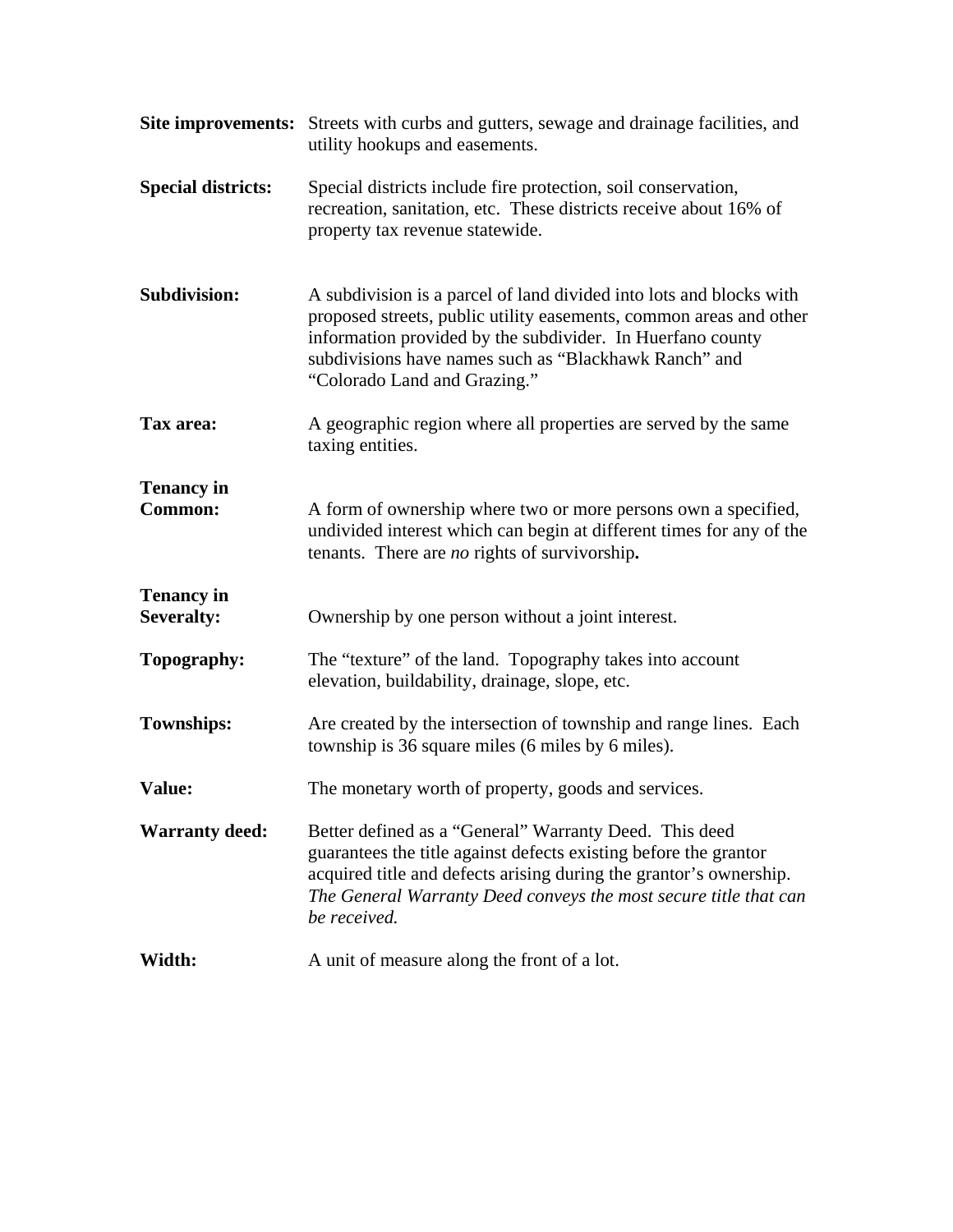**Site improvements:** Streets with curbs and gutters, sewage and drainage facilities, and utility hookups and easements.

**Special districts:** Special districts include fire protection, soil conservation, recreation, sanitation, etc. These districts receive about 16% of property tax revenue statewide.

**Subdivision:** A subdivision is a parcel of land divided into lots and blocks with proposed streets, public utility easements, common areas and other information provided by the subdivider. In Huerfano county subdivisions have names such as "Blackhawk Ranch" and "Colorado Land and Grazing."

**Tax area:** A geographic region where all properties are served by the same taxing entities.

**Tenancy in Common:** A form of ownership where two or more persons own a specified, undivided interest which can begin at different times for any of the tenants. There are *no* rights of survivorship**.**

**Tenancy in Severalty:** Ownership by one person without a joint interest.

**Topography:** The "texture" of the land. Topography takes into account elevation, buildability, drainage, slope, etc.

**Townships:** Are created by the intersection of township and range lines. Each township is 36 square miles (6 miles by 6 miles).

**Value:** The monetary worth of property, goods and services.

**Warranty deed:** Better defined as a "General" Warranty Deed. This deed guarantees the title against defects existing before the grantor acquired title and defects arising during the grantor's ownership. *The General Warranty Deed conveys the most secure title that can be received.*

**Width:** A unit of measure along the front of a lot.